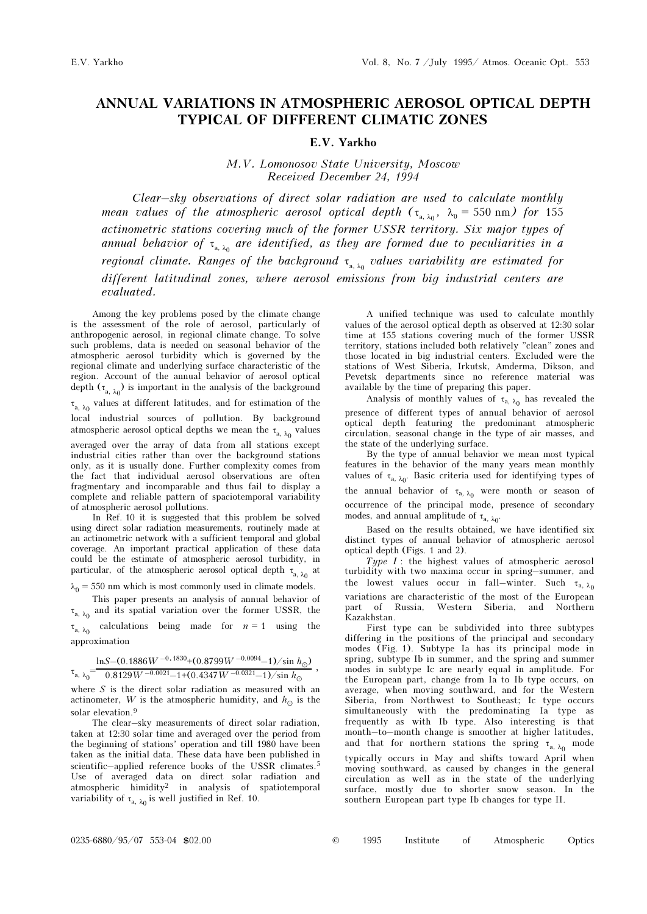# ANNUAL VARIATIONS IN ATMOSPHERIC AEROSOL OPTICAL DEPTH TYPICAL OF DIFFERENT CLIMATIC ZONES

**E.V. Yarkho**

*M.V. Lomonosov State University, Moscow*
*Received December 24, 1994*

*Clear–sky observations of direct solar radiation are used to calculate monthly mean values of the atmospheric aerosol optical depth ($\tau_{a,\lambda_0}$, $\lambda_0 = 550$ nm) for 155 actinometric stations covering much of the former USSR territory. Six major types of annual behavior of $\tau_{a,\lambda_0}$ are identified, as they are formed due to peculiarities in a regional climate. Ranges of the background $\tau_{a,\lambda_0}$ values variability are estimated for different latitudinal zones, where aerosol emissions from big industrial centers are evaluated.*

Among the key problems posed by the climate change is the assessment of the role of aerosol, particularly of anthropogenic aerosol, in regional climate change. To solve such problems, data is needed on seasonal behavior of the atmospheric aerosol turbidity which is governed by the regional climate and underlying surface characteristic of the region. Account of the annual behavior of aerosol optical depth ($\tau_{a,\lambda_0}$) is important in the analysis of the background $\tau_{a,\lambda_0}$ values at different latitudes, and for estimation of the local industrial sources of pollution. By background atmospheric aerosol optical depths we mean the $\tau_{a,\lambda_0}$ values averaged over the array of data from all stations except industrial cities rather than over the background stations only, as it is usually done. Further complexity comes from the fact that individual aerosol observations are often fragmentary and incomparable and thus fail to display a complete and reliable pattern of spaciotemporal variability of atmospheric aerosol pollutions.

In Ref. 10 it is suggested that this problem be solved using direct solar radiation measurements, routinely made at an actinometric network with a sufficient temporal and global coverage. An important practical application of these data could be the estimate of atmospheric aerosol turbidity, in particular, of the atmospheric aerosol optical depth $\tau_{a,\lambda_0}$ at $\lambda_0 = 550$ nm which is most commonly used in climate models.

This paper presents an analysis of annual behavior of $\tau_{a,\lambda_0}$ and its spatial variation over the former USSR, the $\tau_{a,\lambda_0}$ calculations being made for $n = 1$ using the approximation

$$\tau_{a,\lambda_0} = \frac{\ln S - (0.1886 W^{-0.1830} + (0.8799 W^{-0.0094} - 1)/\sin h_{\odot})}{0.8129 W^{-0.0021} - 1 + (0.4347 W^{-0.0321} - 1)/\sin h_{\odot}},$$

where $S$ is the direct solar radiation as measured with an actinometer, $W$ is the atmospheric humidity, and $h_{\odot}$ is the solar elevation.[9]

The clear–sky measurements of direct solar radiation, taken at 12:30 solar time and averaged over the period from the beginning of stations' operation and till 1980 have been taken as the initial data. These data have been published in scientific–applied reference books of the USSR climates.[5] Use of averaged data on direct solar radiation and atmospheric himidity[2] in analysis of spatiotemporal variability of $\tau_{a,\lambda_0}$ is well justified in Ref. 10.

A unified technique was used to calculate monthly values of the aerosol optical depth as observed at 12:30 solar time at 155 stations covering much of the former USSR territory, stations included both relatively "clean" zones and those located in big industrial centers. Excluded were the stations of West Siberia, Irkutsk, Amderma, Dikson, and Pevetsk departments since no reference material was available by the time of preparing this paper.

Analysis of monthly values of $\tau_{a,\lambda_0}$ has revealed the presence of different types of annual behavior of aerosol optical depth featuring the predominant atmospheric circulation, seasonal change in the type of air masses, and the state of the underlying surface.

By the type of annual behavior we mean most typical features in the behavior of the many years mean monthly values of $\tau_{a,\lambda_0}$. Basic criteria used for identifying types of the annual behavior of $\tau_{a,\lambda_0}$ were month or season of occurrence of the principal mode, presence of secondary modes, and annual amplitude of $\tau_{a,\lambda_0}$.

Based on the results obtained, we have identified six distinct types of annual behavior of atmospheric aerosol optical depth (Figs. 1 and 2).

*Type I*: the highest values of atmospheric aerosol turbidity with two maxima occur in spring–summer, and the lowest values occur in fall–winter. Such $\tau_{a,\lambda_0}$ variations are characteristic of the most of the European part of Russia, Western Siberia, and Northern Kazakhstan.

First type can be subdivided into three subtypes differing in the positions of the principal and secondary modes (Fig. 1). Subtype Ia has its principal mode in spring, subtype Ib in summer, and the spring and summer modes in subtype Ic are nearly equal in amplitude. For the European part, change from Ia to Ib type occurs, on average, when moving southward, and for the Western Siberia, from Northwest to Southeast; Ic type occurs simultaneously with the predominating Ia type as frequently as with Ib type. Also interesting is that month–to–month change is smoother at higher latitudes, and that for northern stations the spring $\tau_{a,\lambda_0}$ mode typically occurs in May and shifts toward April when moving southward, as caused by changes in the general circulation as well as in the state of the underlying surface, mostly due to shorter snow season. In the southern European part type Ib changes for type II.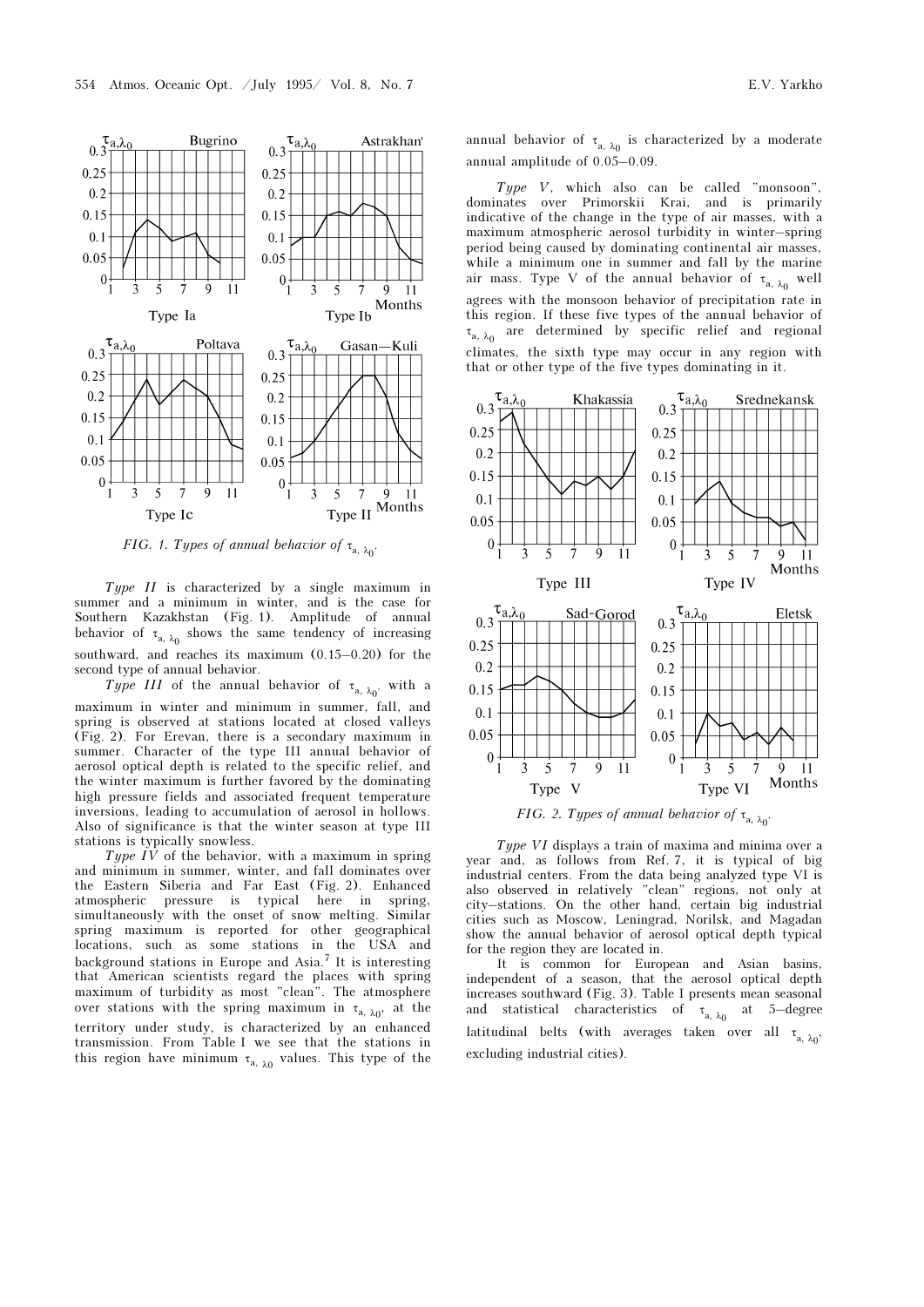FIG. 1. *Types of annual behavior of* $\tau_{a, \lambda_0}$.

*Type II* is characterized by a single maximum in summer and a minimum in winter, and is the case for Southern Kazakhstan (Fig. 1). Amplitude of annual behavior of $\tau_{a, \lambda_0}$ shows the same tendency of increasing southward, and reaches its maximum (0.15–0.20) for the second type of annual behavior.

*Type III* of the annual behavior of $\tau_{a, \lambda_0}$, with a maximum in winter and minimum in summer, fall, and spring is observed at stations located at closed valleys (Fig. 2). For Erevan, there is a secondary maximum in summer. Character of the type III annual behavior of aerosol optical depth is related to the specific relief, and the winter maximum is further favored by the dominating high pressure fields and associated frequent temperature inversions, leading to accumulation of aerosol in hollows. Also of significance is that the winter season at type III stations is typically snowless.

*Type IV* of the behavior, with a maximum in spring and minimum in summer, winter, and fall dominates over the Eastern Siberia and Far East (Fig. 2). Enhanced atmospheric pressure is typical here in spring, simultaneously with the onset of snow melting. Similar spring maximum is reported for other geographical locations, such as some stations in the USA and background stations in Europe and Asia.[7] It is interesting that American scientists regard the places with spring maximum of turbidity as most "clean". The atmosphere over stations with the spring maximum in $\tau_{a, \lambda_0}$, at the territory under study, is characterized by an enhanced transmission. From Table I we see that the stations in this region have minimum $\tau_{a, \lambda_0}$ values. This type of the annual behavior of $\tau_{a, \lambda_0}$ is characterized by a moderate annual amplitude of 0.05–0.09.

*Type V*, which also can be called "monsoon", dominates over Primorskii Krai, and is primarily indicative of the change in the type of air masses, with a maximum atmospheric aerosol turbidity in winter–spring period being caused by dominating continental air masses, while a minimum one in summer and fall by the marine air mass. Type V of the annual behavior of $\tau_{a, \lambda_0}$ well agrees with the monsoon behavior of precipitation rate in this region. If these five types of the annual behavior of $\tau_{a, \lambda_0}$ are determined by specific relief and regional climates, the sixth type may occur in any region with that or other type of the five types dominating in it.

FIG. 2. *Types of annual behavior of* $\tau_{a, \lambda_0}$.

*Type VI* displays a train of maxima and minima over a year and, as follows from Ref. 7, it is typical of big industrial centers. From the data being analyzed type VI is also observed in relatively "clean" regions, not only at city–stations. On the other hand, certain big industrial cities such as Moscow, Leningrad, Norilsk, and Magadan show the annual behavior of aerosol optical depth typical for the region they are located in.

It is common for European and Asian basins, independent of a season, that the aerosol optical depth increases southward (Fig. 3). Table I presents mean seasonal and statistical characteristics of $\tau_{a, \lambda_0}$ at 5–degree latitudinal belts (with averages taken over all $\tau_{a, \lambda_0}$, excluding industrial cities).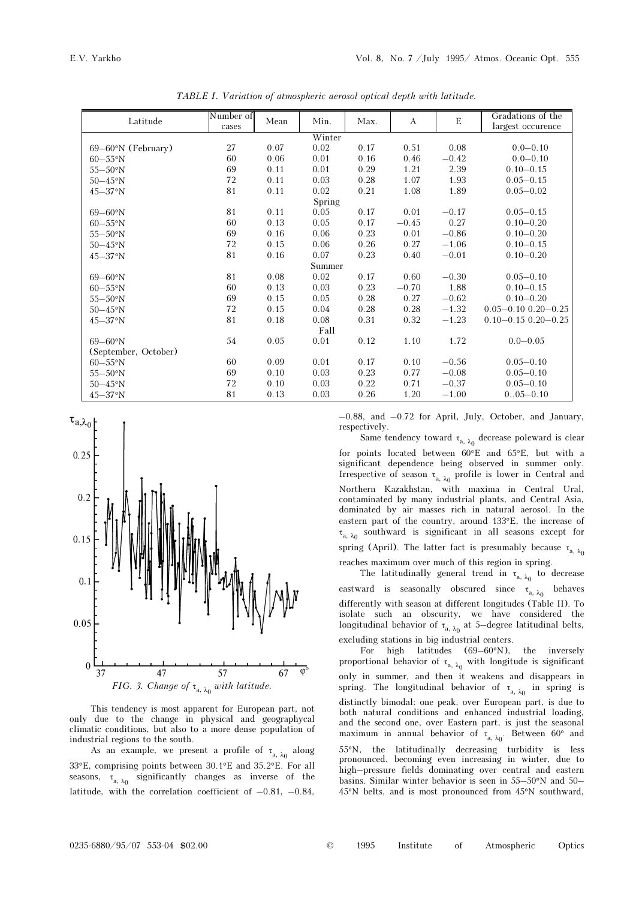*TABLE I. Variation of atmospheric aerosol optical depth with latitude.*

| Latitude | Number of cases | Mean | Min. | Max. | A | E | Gradations of the largest occurence |
|---|---|---|---|---|---|---|---|
| | | | Winter | | | | |
| 69–60°N (February) | 27 | 0.07 | 0.02 | 0.17 | 0.51 | 0.08 | 0.0–0.10 |
| 60–55°N | 60 | 0.06 | 0.01 | 0.16 | 0.46 | −0.42 | 0.0–0.10 |
| 55–50°N | 69 | 0.11 | 0.01 | 0.29 | 1.21 | 2.39 | 0.10–0.15 |
| 50–45°N | 72 | 0.11 | 0.03 | 0.28 | 1.07 | 1.93 | 0.05–0.15 |
| 45–37°N | 81 | 0.11 | 0.02 | 0.21 | 1.08 | 1.89 | 0.05–0.02 |
| | | | Spring | | | | |
| 69–60°N | 81 | 0.11 | 0.05 | 0.17 | 0.01 | −0.17 | 0.05–0.15 |
| 60–55°N | 60 | 0.13 | 0.05 | 0.17 | −0.45 | 0.27 | 0.10–0.20 |
| 55–50°N | 69 | 0.16 | 0.06 | 0.23 | 0.01 | −0.86 | 0.10–0.20 |
| 50–45°N | 72 | 0.15 | 0.06 | 0.26 | 0.27 | −1.06 | 0.10–0.15 |
| 45–37°N | 81 | 0.16 | 0.07 | 0.23 | 0.40 | −0.01 | 0.10–0.20 |
| | | | Summer | | | | |
| 69–60°N | 81 | 0.08 | 0.02 | 0.17 | 0.60 | −0.30 | 0.05–0.10 |
| 60–55°N | 60 | 0.13 | 0.03 | 0.23 | −0.70 | 1.88 | 0.10–0.15 |
| 55–50°N | 69 | 0.15 | 0.05 | 0.28 | 0.27 | −0.62 | 0.10–0.20 |
| 50–45°N | 72 | 0.15 | 0.04 | 0.28 | 0.28 | −1.32 | 0.05–0.10 0.20–0.25 |
| 45–37°N | 81 | 0.18 | 0.08 | 0.31 | 0.32 | −1.23 | 0.10–0.15 0.20–0.25 |
| | | | Fall | | | | |
| 69–60°N (September, October) | 54 | 0.05 | 0.01 | 0.12 | 1.10 | 1.72 | 0.0–0.05 |
| 60–55°N | 60 | 0.09 | 0.01 | 0.17 | 0.10 | −0.56 | 0.05–0.10 |
| 55–50°N | 69 | 0.10 | 0.03 | 0.23 | 0.77 | −0.08 | 0.05–0.10 |
| 50–45°N | 72 | 0.10 | 0.03 | 0.22 | 0.71 | −0.37 | 0.05–0.10 |
| 45–37°N | 81 | 0.13 | 0.03 | 0.26 | 1.20 | −1.00 | 0..05–0.10 |

*FIG. 3. Change of $\tau_{a,\lambda_0}$ with latitude.*

This tendency is most apparent for European part, not only due to the change in physical and geographycal climatic conditions, but also to a more dense population of industrial regions to the south.

As an example, we present a profile of $\tau_{a,\lambda_0}$ along 33°E, comprising points between 30.1°E and 35.2°E. For all seasons, $\tau_{a,\lambda_0}$ significantly changes as inverse of the latitude, with the correlation coefficient of −0.81, −0.84, −0.88, and −0.72 for April, July, October, and January, respectively.

Same tendency toward $\tau_{a,\lambda_0}$ decrease poleward is clear for points located between 60°E and 65°E, but with a significant dependence being observed in summer only. Irrespective of season $\tau_{a,\lambda_0}$ profile is lower in Central and Northern Kazakhstan, with maxima in Central Ural, contaminated by many industrial plants, and Central Asia, dominated by air masses rich in natural aerosol. In the eastern part of the country, around 133°E, the increase of $\tau_{a,\lambda_0}$ southward is significant in all seasons except for spring (April). The latter fact is presumably because $\tau_{a,\lambda_0}$ reaches maximum over much of this region in spring.

The latitudinally general trend in $\tau_{a,\lambda_0}$ to decrease eastward is seasonally obscured since $\tau_{a,\lambda_0}$ behaves differently with season at different longitudes (Table II). To isolate such an obscurity, we have considered the longitudinal behavior of $\tau_{a,\lambda_0}$ at 5–degree latitudinal belts, excluding stations in big industrial centers.

For high latitudes (69–60°N), the inversely proportional behavior of $\tau_{a,\lambda_0}$ with longitude is significant only in summer, and then it weakens and disappears in spring. The longitudinal behavior of $\tau_{a,\lambda_0}$ in spring is distinctly bimodal: one peak, over European part, is due to both natural conditions and enhanced industrial loading, and the second one, over Eastern part, is just the seasonal maximum in annual behavior of $\tau_{a,\lambda_0}$. Between 60° and 55°N, the latitudinally decreasing turbidity is less pronounced, becoming even increasing in winter, due to high–pressure fields dominating over central and eastern basins. Similar winter behavior is seen in 55–50°N and 50–45°N belts, and is most pronounced from 45°N southward,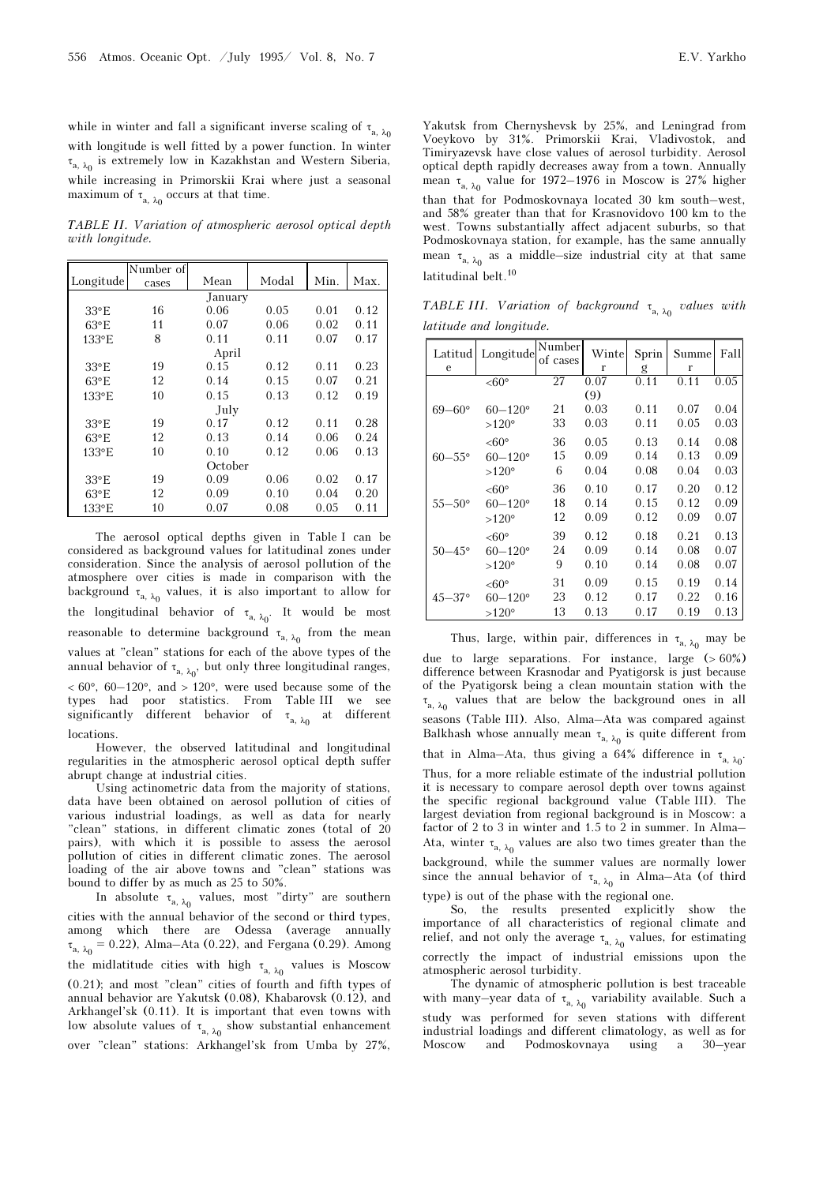while in winter and fall a significant inverse scaling of $\tau_{a, \lambda_0}$ with longitude is well fitted by a power function. In winter $\tau_{a, \lambda_0}$ is extremely low in Kazakhstan and Western Siberia, while increasing in Primorskii Krai where just a seasonal maximum of $\tau_{a, \lambda_0}$ occurs at that time.

*TABLE II. Variation of atmospheric aerosol optical depth with longitude.*

| Longitude | Number of cases | Mean | Modal | Min. | Max. |
|---|---|---|---|---|---|
| | | January | | | |
| 33°E | 16 | 0.06 | 0.05 | 0.01 | 0.12 |
| 63°E | 11 | 0.07 | 0.06 | 0.02 | 0.11 |
| 133°E | 8 | 0.11 | 0.11 | 0.07 | 0.17 |
| | | April | | | |
| 33°E | 19 | 0.15 | 0.12 | 0.11 | 0.23 |
| 63°E | 12 | 0.14 | 0.15 | 0.07 | 0.21 |
| 133°E | 10 | 0.15 | 0.13 | 0.12 | 0.19 |
| | | July | | | |
| 33°E | 19 | 0.17 | 0.12 | 0.11 | 0.28 |
| 63°E | 12 | 0.13 | 0.14 | 0.06 | 0.24 |
| 133°E | 10 | 0.10 | 0.12 | 0.06 | 0.13 |
| | | October | | | |
| 33°E | 19 | 0.09 | 0.06 | 0.02 | 0.17 |
| 63°E | 12 | 0.09 | 0.10 | 0.04 | 0.20 |
| 133°E | 10 | 0.07 | 0.08 | 0.05 | 0.11 |

The aerosol optical depths given in Table I can be considered as background values for latitudinal zones under consideration. Since the analysis of aerosol pollution of the atmosphere over cities is made in comparison with the background $\tau_{a, \lambda_0}$ values, it is also important to allow for the longitudinal behavior of $\tau_{a, \lambda_0}$. It would be most reasonable to determine background $\tau_{a, \lambda_0}$ from the mean values at "clean" stations for each of the above types of the annual behavior of $\tau_{a, \lambda_0}$, but only three longitudinal ranges, < 60°, 60–120°, and > 120°, were used because some of the types had poor statistics. From Table III we see significantly different behavior of $\tau_{a, \lambda_0}$ at different locations.

However, the observed latitudinal and longitudinal regularities in the atmospheric aerosol optical depth suffer abrupt change at industrial cities.

Using actinometric data from the majority of stations, data have been obtained on aerosol pollution of cities of various industrial loadings, as well as data for nearly "clean" stations, in different climatic zones (total of 20 pairs), with which it is possible to assess the aerosol pollution of cities in different climatic zones. The aerosol loading of the air above towns and "clean" stations was bound to differ by as much as 25 to 50%.

In absolute $\tau_{a, \lambda_0}$ values, most "dirty" are southern cities with the annual behavior of the second or third types, among which there are Odessa (average annually $\tau_{a, \lambda_0} = 0.22$), Alma–Ata (0.22), and Fergana (0.29). Among the midlatitude cities with high $\tau_{a, \lambda_0}$ values is Moscow (0.21); and most "clean" cities of fourth and fifth types of annual behavior are Yakutsk (0.08), Khabarovsk (0.12), and Arkhangel'sk (0.11). It is important that even towns with low absolute values of $\tau_{a, \lambda_0}$ show substantial enhancement over "clean" stations: Arkhangel'sk from Umba by 27%, Yakutsk from Chernyshevsk by 25%, and Leningrad from Voeykovo by 31%. Primorskii Krai, Vladivostok, and Timiryazevsk have close values of aerosol turbidity. Aerosol optical depth rapidly decreases away from a town. Annually mean $\tau_{a, \lambda_0}$ value for 1972–1976 in Moscow is 27% higher than that for Podmoskovnaya located 30 km south–west, and 58% greater than that for Krasnovidovo 100 km to the west. Towns substantially affect adjacent suburbs, so that Podmoskovnaya station, for example, has the same annually mean $\tau_{a, \lambda_0}$ as a middle–size industrial city at that same latitudinal belt.[10]

*TABLE III. Variation of background $\tau_{a, \lambda_0}$ values with latitude and longitude.*

| Latitude | Longitude | Number of cases | Winter | Spring | Summer | Fall |
|---|---|---|---|---|---|---|
| 69–60° | <60° | 27 | 0.07 (9) | 0.11 | 0.11 | 0.05 |
| | 60–120° | 21 | 0.03 | 0.11 | 0.07 | 0.04 |
| | >120° | 33 | 0.03 | 0.11 | 0.05 | 0.03 |
| 60–55° | <60° | 36 | 0.05 | 0.13 | 0.14 | 0.08 |
| | 60–120° | 15 | 0.09 | 0.14 | 0.13 | 0.09 |
| | >120° | 6 | 0.04 | 0.08 | 0.04 | 0.03 |
| 55–50° | <60° | 36 | 0.10 | 0.17 | 0.20 | 0.12 |
| | 60–120° | 18 | 0.14 | 0.15 | 0.12 | 0.09 |
| | >120° | 12 | 0.09 | 0.12 | 0.09 | 0.07 |
| 50–45° | <60° | 39 | 0.12 | 0.18 | 0.21 | 0.13 |
| | 60–120° | 24 | 0.09 | 0.14 | 0.08 | 0.07 |
| | >120° | 9 | 0.10 | 0.14 | 0.08 | 0.07 |
| 45–37° | <60° | 31 | 0.09 | 0.15 | 0.19 | 0.14 |
| | 60–120° | 23 | 0.12 | 0.17 | 0.22 | 0.16 |
| | >120° | 13 | 0.13 | 0.17 | 0.19 | 0.13 |

Thus, large, within pair, differences in $\tau_{a, \lambda_0}$ may be due to large separations. For instance, large (> 60%) difference between Krasnodar and Pyatigorsk is just because of the Pyatigorsk being a clean mountain station with the $\tau_{a, \lambda_0}$ values that are below the background ones in all seasons (Table III). Also, Alma–Ata was compared against Balkhash whose annually mean $\tau_{a, \lambda_0}$ is quite different from that in Alma–Ata, thus giving a 64% difference in $\tau_{a, \lambda_0}$. Thus, for a more reliable estimate of the industrial pollution it is necessary to compare aerosol depth over towns against the specific regional background value (Table III). The largest deviation from regional background is in Moscow: a factor of 2 to 3 in winter and 1.5 to 2 in summer. In Alma–Ata, winter $\tau_{a, \lambda_0}$ values are also two times greater than the background, while the summer values are normally lower since the annual behavior of $\tau_{a, \lambda_0}$ in Alma–Ata (of third type) is out of the phase with the regional one.

So, the results presented explicitly show the importance of all characteristics of regional climate and relief, and not only the average $\tau_{a, \lambda_0}$ values, for estimating correctly the impact of industrial emissions upon the atmospheric aerosol turbidity.

The dynamic of atmospheric pollution is best traceable with many–year data of $\tau_{a, \lambda_0}$ variability available. Such a study was performed for seven stations with different industrial loadings and different climatology, as well as for Moscow and Podmoskovnaya using a 30–year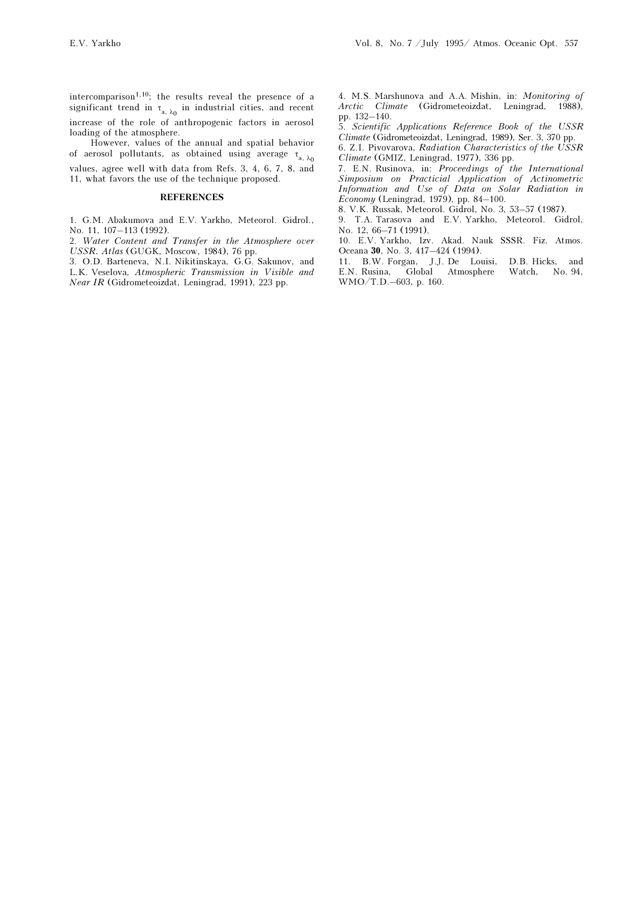intercomparison[1,10]; the results reveal the presence of a significant trend in $\tau_{a,\lambda_0}$ in industrial cities, and recent increase of the role of anthropogenic factors in aerosol loading of the atmosphere.

However, values of the annual and spatial behavior of aerosol pollutants, as obtained using average $\tau_{a,\lambda_0}$ values, agree well with data from Refs. 3, 4, 6, 7, 8, and 11, what favors the use of the technique proposed.

## REFERENCES

1. G.M. Abakumova and E.V. Yarkho, Meteorol. Gidrol., No. 11, 107–113 (1992).
2. *Water Content and Transfer in the Atmosphere over USSR. Atlas* (GUGK, Moscow, 1984), 76 pp.
3. O.D. Barteneva, N.I. Nikitinskaya, G.G. Sakunov, and L.K. Veselova, *Atmospheric Transmission in Visible and Near IR* (Gidrometeoizdat, Leningrad, 1991), 223 pp.
4. M.S. Marshunova and A.A. Mishin, in: *Monitoring of Arctic Climate* (Gidrometeoizdat, Leningrad, 1988), pp. 132–140.
5. *Scientific Applications Reference Book of the USSR Climate* (Gidrometeoizdat, Leningrad, 1989), Ser. 3, 370 pp.
6. Z.I. Pivovarova, *Radiation Characteristics of the USSR Climate* (GMIZ, Leningrad, 1977), 336 pp.
7. E.N. Rusinova, in: *Proceedings of the International Simposium on Practicial Application of Actinometric Information and Use of Data on Solar Radiation in Economy* (Leningrad, 1979), pp. 84–100.
8. V.K. Russak, Meteorol. Gidrol, No. 3, 53–57 (1987).
9. T.A. Tarasova and E.V. Yarkho, Meteorol. Gidrol, No. 12, 66–71 (1991).
10. E.V. Yarkho, Izv. Akad. Nauk SSSR. Fiz. Atmos. Oceana **30**, No. 3, 417–424 (1994).
11. B.W. Forgan, J.J. De Louisi, D.B. Hicks, and E.N. Rusina, Global Atmosphere Watch, No. 94, WMO/T.D.–603, p. 160.